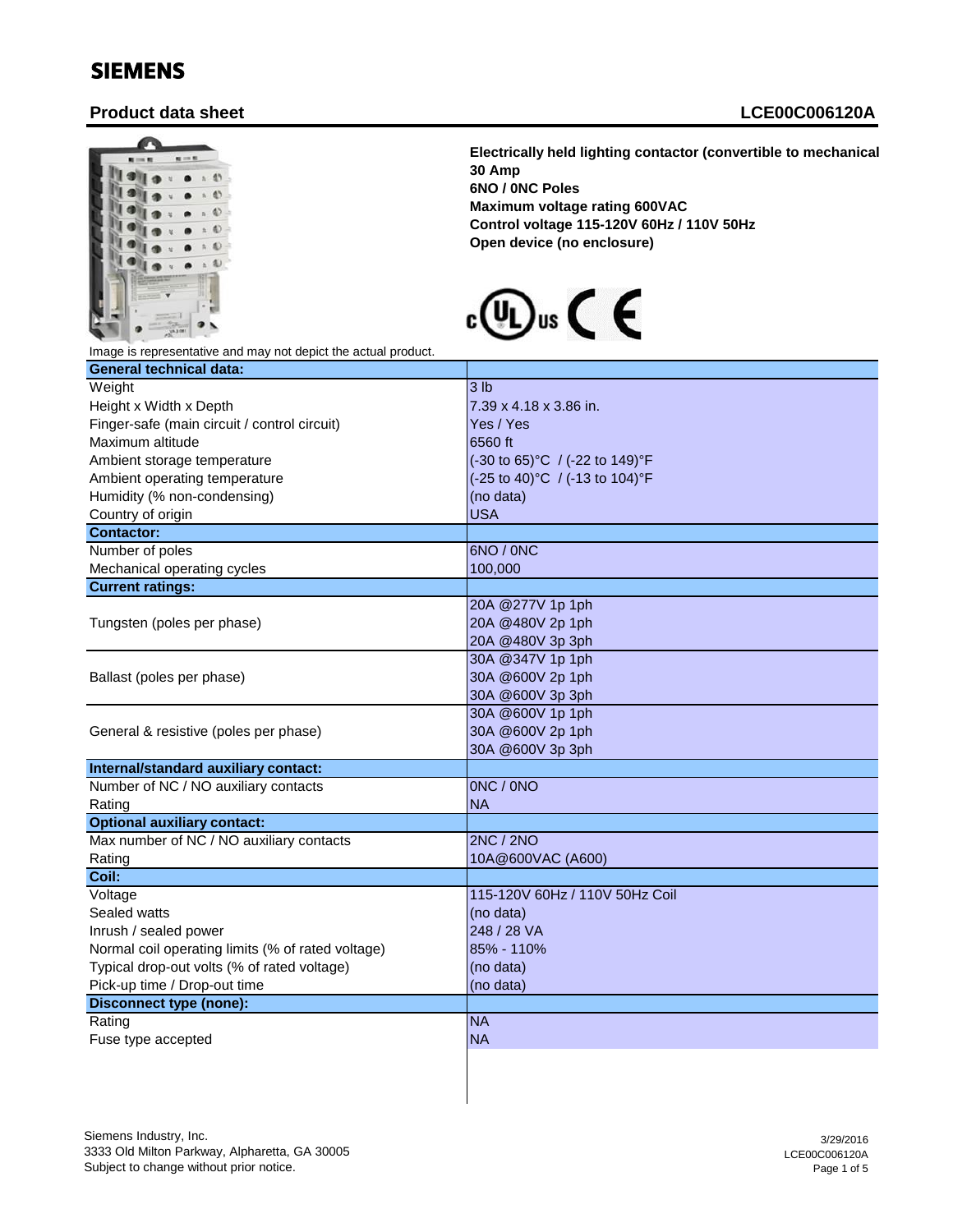**SIEMENS**

## Product data sheet

## LCE00C006120A

**Electrically held lighting contactor (convertible to mechanical**
**30 Amp**
**6NO / 0NC Poles**
**Maximum voltage rating 600VAC**
**Control voltage 115-120V 60Hz / 110V 50Hz**
**Open device (no enclosure)**

Image is representative and may not depict the actual product.

| **General technical data:** | |
|---|---|
| Weight | 3 lb |
| Height x Width x Depth | 7.39 x 4.18 x 3.86 in. |
| Finger-safe (main circuit / control circuit) | Yes / Yes |
| Maximum altitude | 6560 ft |
| Ambient storage temperature | (-30 to 65)°C / (-22 to 149)°F |
| Ambient operating temperature | (-25 to 40)°C / (-13 to 104)°F |
| Humidity (% non-condensing) | (no data) |
| Country of origin | USA |
| **Contactor:** | |
| Number of poles | 6NO / 0NC |
| Mechanical operating cycles | 100,000 |
| **Current ratings:** | |
| Tungsten (poles per phase) | 20A @277V 1p 1ph<br>20A @480V 2p 1ph<br>20A @480V 3p 3ph |
| Ballast (poles per phase) | 30A @347V 1p 1ph<br>30A @600V 2p 1ph<br>30A @600V 3p 3ph |
| General & resistive (poles per phase) | 30A @600V 1p 1ph<br>30A @600V 2p 1ph<br>30A @600V 3p 3ph |
| **Internal/standard auxiliary contact:** | |
| Number of NC / NO auxiliary contacts | 0NC / 0NO |
| Rating | NA |
| **Optional auxiliary contact:** | |
| Max number of NC / NO auxiliary contacts | 2NC / 2NO |
| Rating | 10A@600VAC (A600) |
| **Coil:** | |
| Voltage | 115-120V 60Hz / 110V 50Hz Coil |
| Sealed watts | (no data) |
| Inrush / sealed power | 248 / 28 VA |
| Normal coil operating limits (% of rated voltage) | 85% - 110% |
| Typical drop-out volts (% of rated voltage) | (no data) |
| Pick-up time / Drop-out time | (no data) |
| **Disconnect type (none):** | |
| Rating | NA |
| Fuse type accepted | NA |

Siemens Industry, Inc.
3333 Old Milton Parkway, Alpharetta, GA 30005
Subject to change without prior notice.

3/29/2016
LCE00C006120A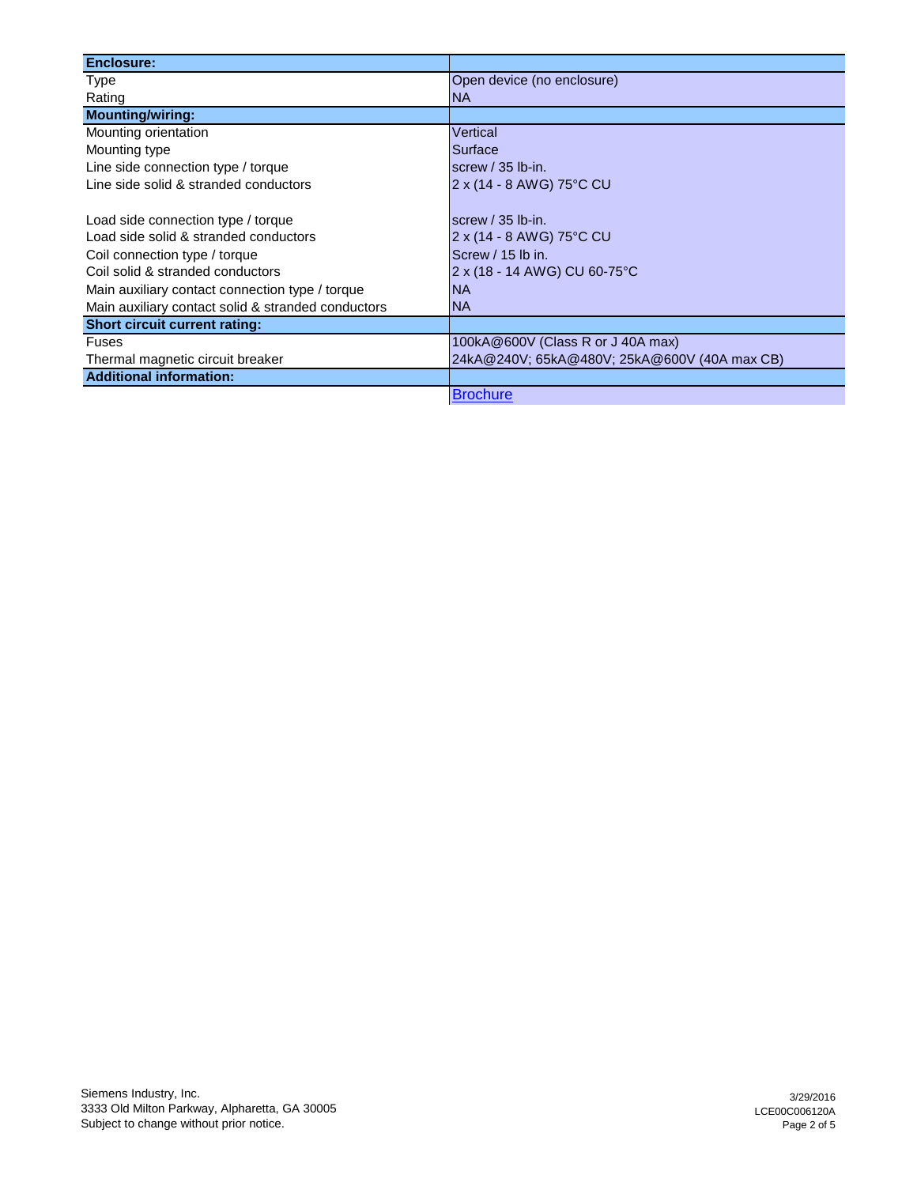| **Enclosure:** | |
| --- | --- |
| Type | Open device (no enclosure) |
| Rating | NA |
| **Mounting/wiring:** | |
| Mounting orientation | Vertical |
| Mounting type | Surface |
| Line side connection type / torque | screw / 35 lb-in. |
| Line side solid & stranded conductors | 2 x (14 - 8 AWG) 75°C CU |
| Load side connection type / torque | screw / 35 lb-in. |
| Load side solid & stranded conductors | 2 x (14 - 8 AWG) 75°C CU |
| Coil connection type / torque | Screw / 15 lb in. |
| Coil solid & stranded conductors | 2 x (18 - 14 AWG) CU 60-75°C |
| Main auxiliary contact connection type / torque | NA |
| Main auxiliary contact solid & stranded conductors | NA |
| **Short circuit current rating:** | |
| Fuses | 100kA@600V (Class R or J 40A max) |
| Thermal magnetic circuit breaker | 24kA@240V; 65kA@480V; 25kA@600V (40A max CB) |
| **Additional information:** | |
| | Brochure |

Siemens Industry, Inc.
3333 Old Milton Parkway, Alpharetta, GA 30005
Subject to change without prior notice.

3/29/2016
LCE00C006120A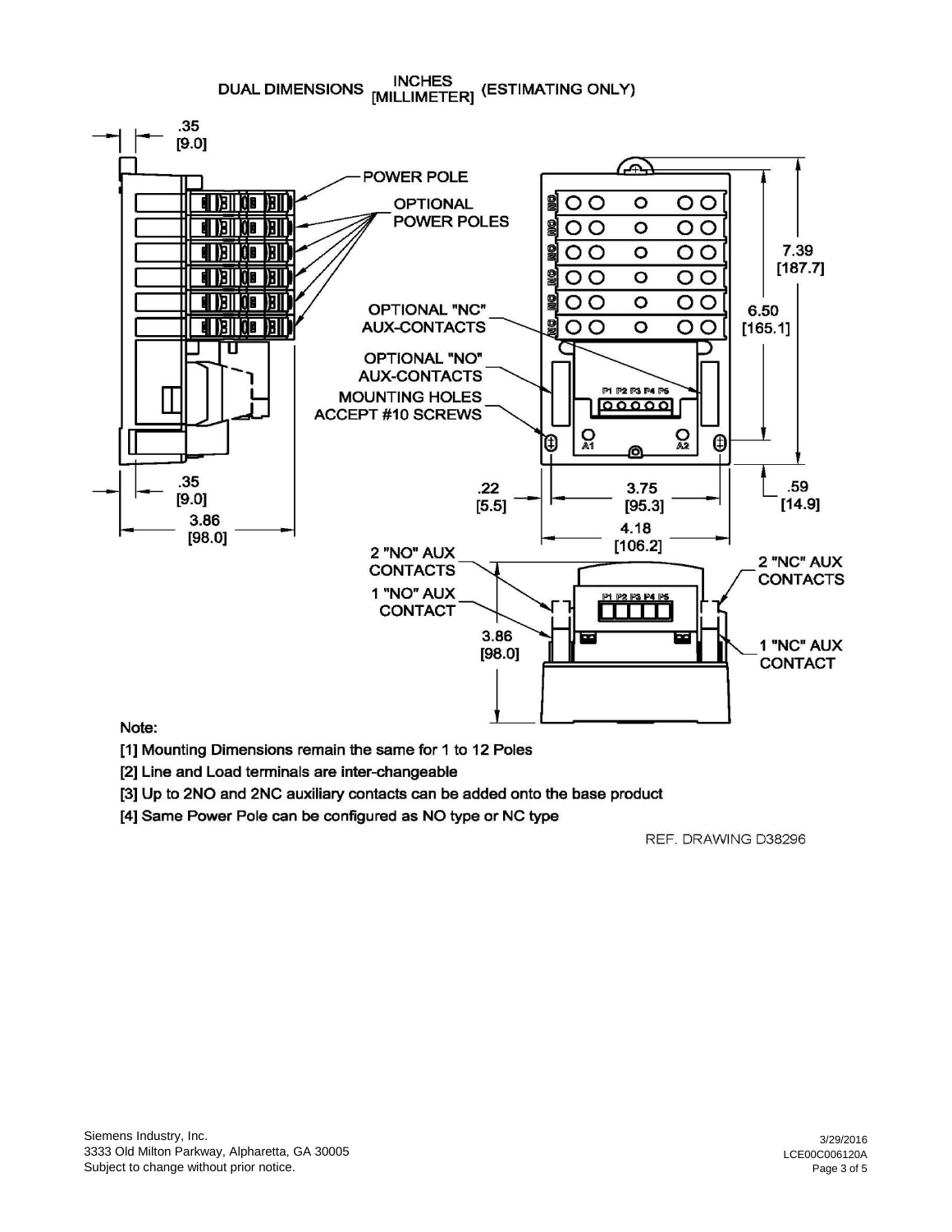DUAL DIMENSIONS INCHES [MILLIMETER] (ESTIMATING ONLY)

POWER POLE

OPTIONAL POWER POLES

OPTIONAL "NC" AUX-CONTACTS

OPTIONAL "NO" AUX-CONTACTS

MOUNTING HOLES ACCEPT #10 SCREWS

.35 [9.0]

.35 [9.0]

3.86 [98.0]

.22 [5.5]

3.75 [95.3]

4.18 [106.2]

.59 [14.9]

7.39 [187.7]

6.50 [165.1]

2 "NO" AUX CONTACTS

1 "NO" AUX CONTACT

3.86 [98.0]

2 "NC" AUX CONTACTS

1 "NC" AUX CONTACT

Note:

[1] Mounting Dimensions remain the same for 1 to 12 Poles

[2] Line and Load terminals are inter-changeable

[3] Up to 2NO and 2NC auxiliary contacts can be added onto the base product

[4] Same Power Pole can be configured as NO type or NC type

REF. DRAWING D38296

Siemens Industry, Inc.
3333 Old Milton Parkway, Alpharetta, GA 30005
Subject to change without prior notice.

3/29/2016
LCE00C006120A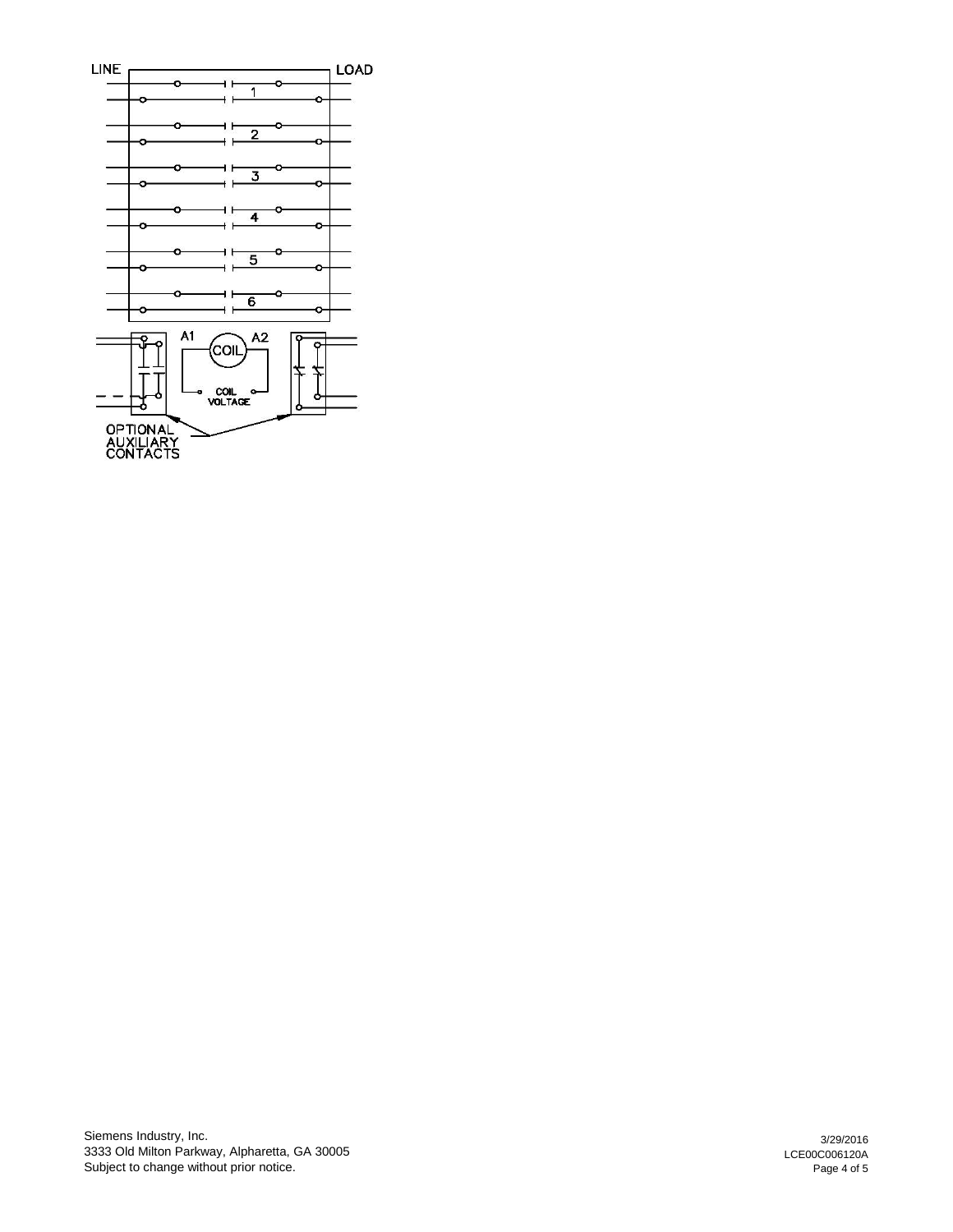LINE

LOAD

1

2

3

4

5

6

A1

COIL

A2

COIL VOLTAGE

OPTIONAL AUXILIARY CONTACTS

Siemens Industry, Inc.
3333 Old Milton Parkway, Alpharetta, GA 30005
Subject to change without prior notice.

3/29/2016
LCE00C006120A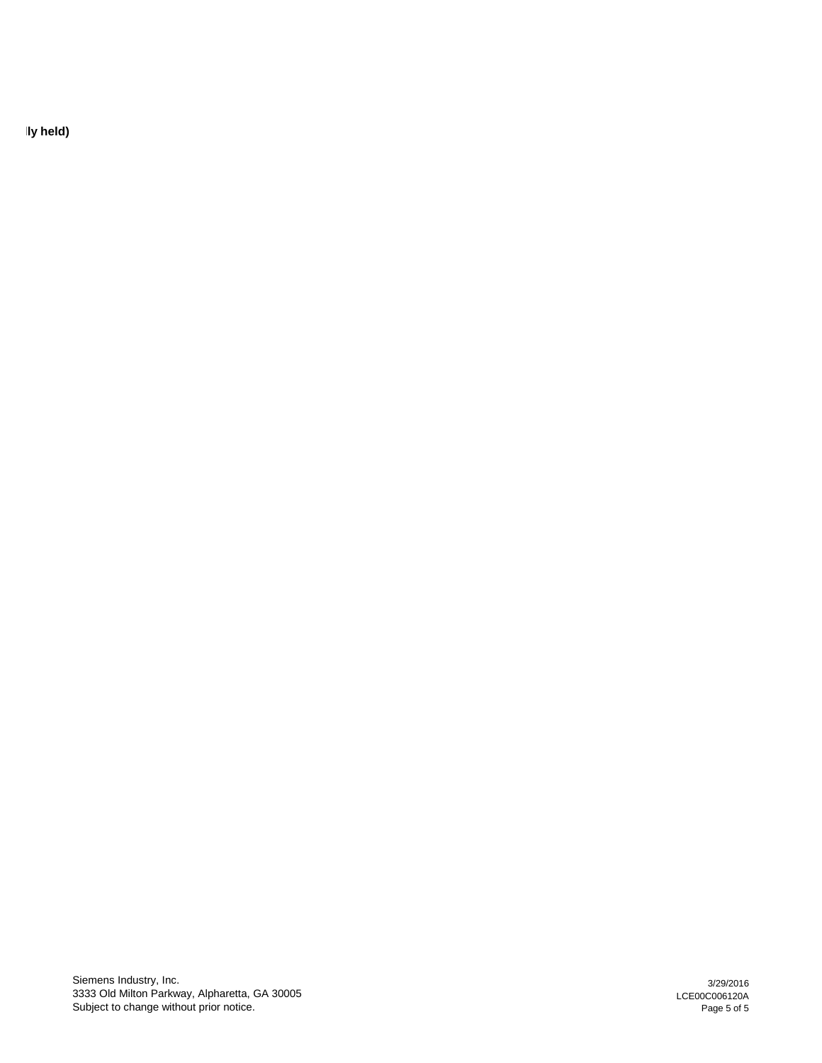**lly held)**